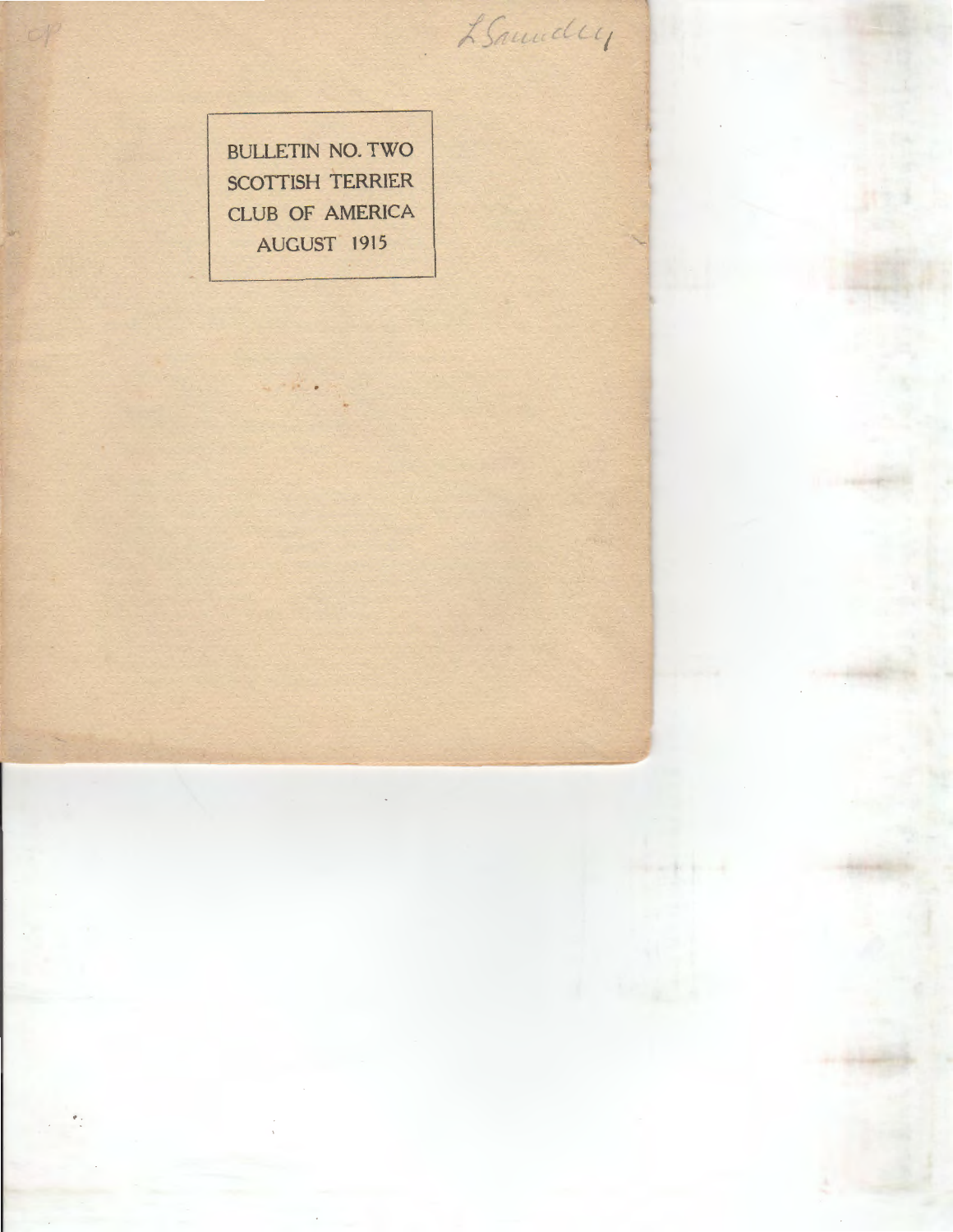L Saundley

BULLETIN NO. TWO
SCOTTISH TERRIER
CLUB OF AMERICA
AUGUST 1915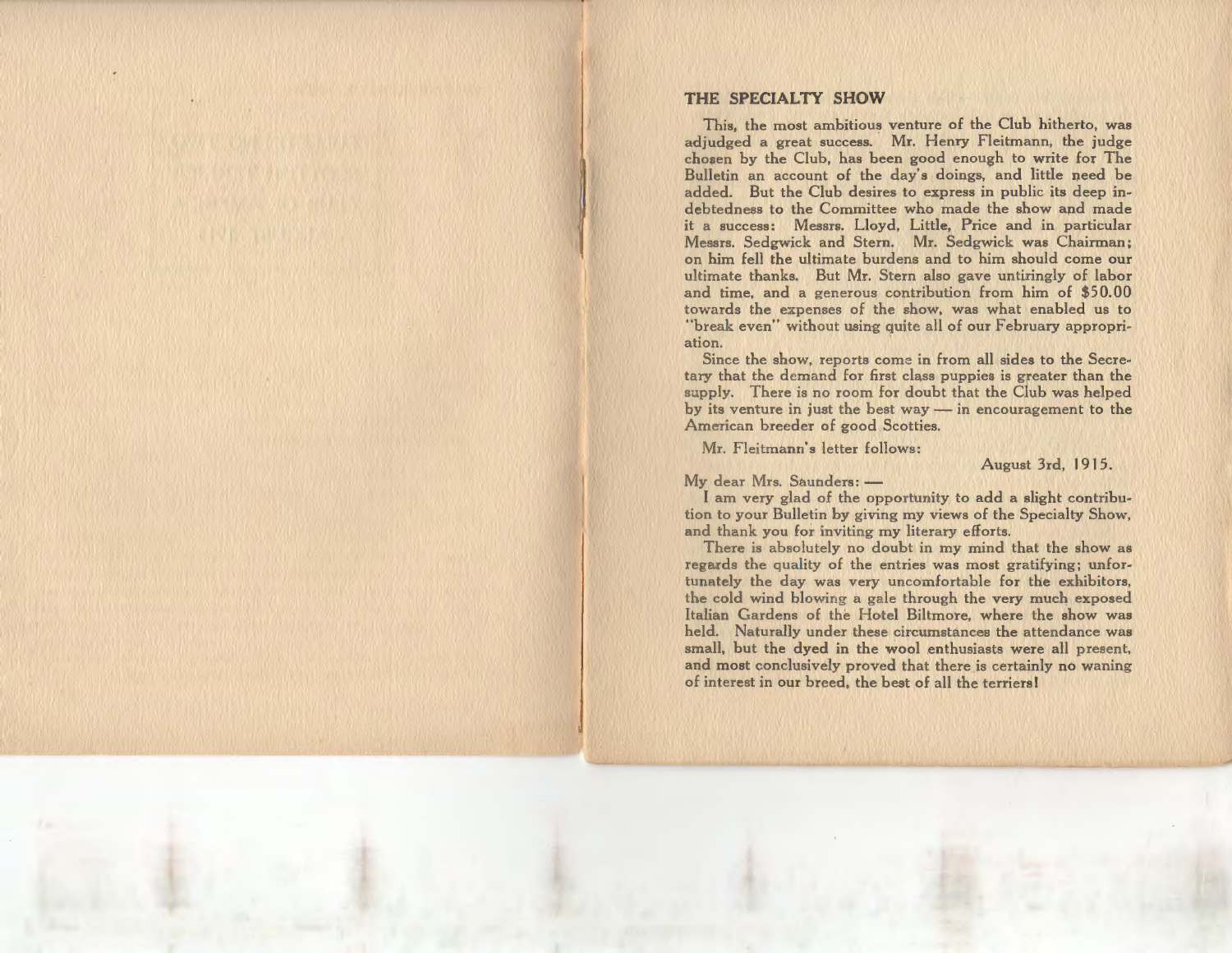## THE SPECIALTY SHOW

This, the most ambitious venture of the Club hitherto, was adjudged a great success. Mr. Henry Fleitmann, the judge chosen by the Club, has been good enough to write for The Bulletin an account of the day's doings, and little need be added. But the Club desires to express in public its deep indebtedness to the Committee who made the show and made it a success: Messrs. Lloyd, Little, Price and in particular Messrs. Sedgwick and Stern. Mr. Sedgwick was Chairman; on him fell the ultimate burdens and to him should come our ultimate thanks. But Mr. Stern also gave untiringly of labor and time, and a generous contribution from him of $50.00 towards the expenses of the show, was what enabled us to "break even" without using quite all of our February appropriation.

Since the show, reports come in from all sides to the Secretary that the demand for first class puppies is greater than the supply. There is no room for doubt that the Club was helped by its venture in just the best way — in encouragement to the American breeder of good Scotties.

Mr. Fleitmann's letter follows:

August 3rd, 1915.

My dear Mrs. Saunders: —

I am very glad of the opportunity to add a slight contribution to your Bulletin by giving my views of the Specialty Show, and thank you for inviting my literary efforts.

There is absolutely no doubt in my mind that the show as regards the quality of the entries was most gratifying; unfortunately the day was very uncomfortable for the exhibitors, the cold wind blowing a gale through the very much exposed Italian Gardens of the Hotel Biltmore, where the show was held. Naturally under these circumstances the attendance was small, but the dyed in the wool enthusiasts were all present, and most conclusively proved that there is certainly no waning of interest in our breed, the best of all the terriers!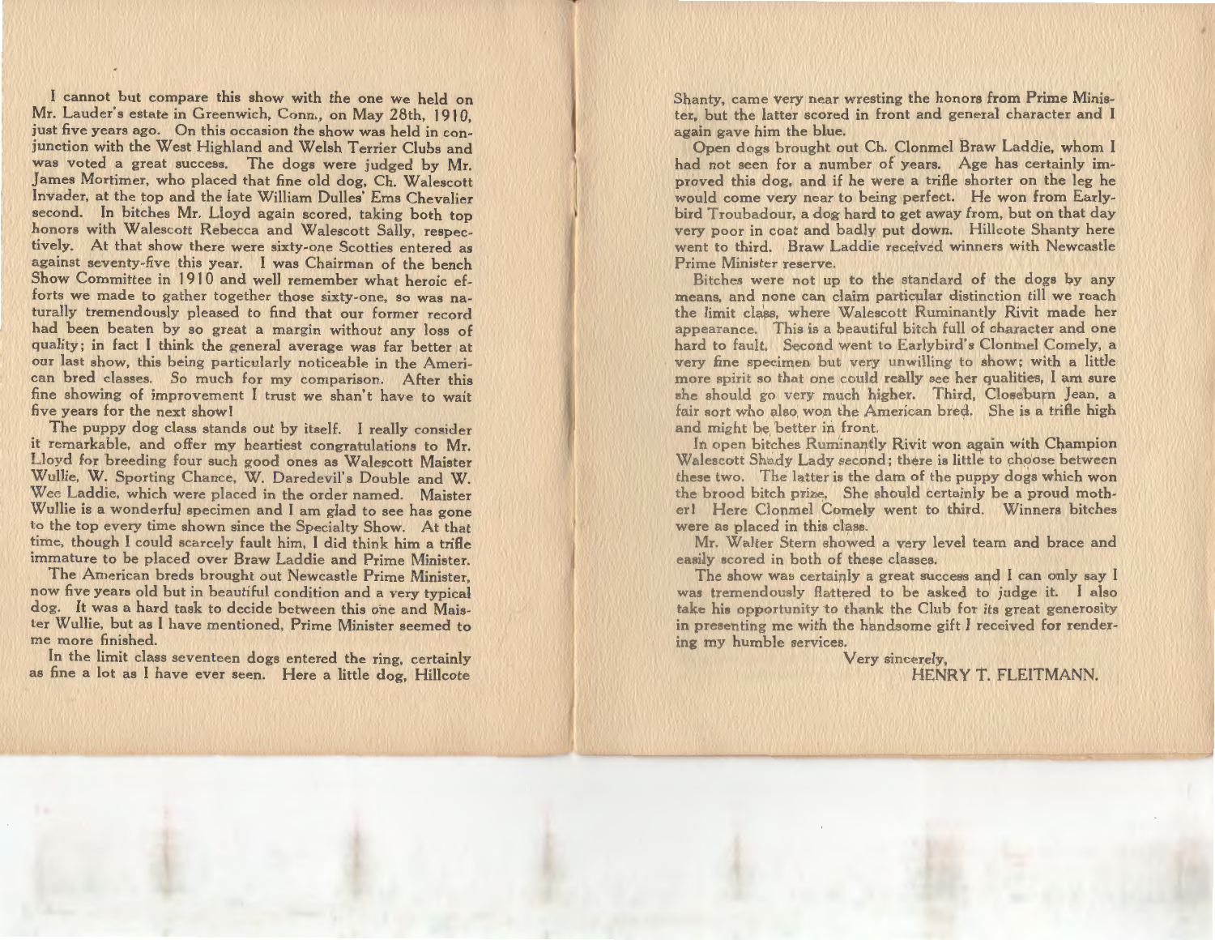I cannot but compare this show with the one we held on Mr. Lauder's estate in Greenwich, Conn., on May 28th, 1910, just five years ago. On this occasion the show was held in conjunction with the West Highland and Welsh Terrier Clubs and was voted a great success. The dogs were judged by Mr. James Mortimer, who placed that fine old dog, Ch. Walescott Invader, at the top and the late William Dulles' Ems Chevalier second. In bitches Mr. Lloyd again scored, taking both top honors with Walescott Rebecca and Walescott Sally, respectively. At that show there were sixty-one Scotties entered as against seventy-five this year. I was Chairman of the bench Show Committee in 1910 and well remember what heroic efforts we made to gather together those sixty-one, so was naturally tremendously pleased to find that our former record had been beaten by so great a margin without any loss of quality; in fact I think the general average was far better at our last show, this being particularly noticeable in the American bred classes. So much for my comparison. After this fine showing of improvement I trust we shan't have to wait five years for the next show!

The puppy dog class stands out by itself. I really consider it remarkable, and offer my heartiest congratulations to Mr. Lloyd for breeding four such good ones as Walescott Maister Wullie, W. Sporting Chance, W. Daredevil's Double and W. Wee Laddie, which were placed in the order named. Maister Wullie is a wonderful specimen and I am glad to see has gone to the top every time shown since the Specialty Show. At that time, though I could scarcely fault him, I did think him a trifle immature to be placed over Braw Laddie and Prime Minister.

The American breds brought out Newcastle Prime Minister, now five years old but in beautiful condition and a very typical dog. It was a hard task to decide between this one and Maister Wullie, but as I have mentioned, Prime Minister seemed to me more finished.

In the limit class seventeen dogs entered the ring, certainly as fine a lot as I have ever seen. Here a little dog, Hillcote Shanty, came very near wresting the honors from Prime Minister, but the latter scored in front and general character and I again gave him the blue.

Open dogs brought out Ch. Clonmel Braw Laddie, whom I had not seen for a number of years. Age has certainly improved this dog, and if he were a trifle shorter on the leg he would come very near to being perfect. He won from Earlybird Troubadour, a dog hard to get away from, but on that day very poor in coat and badly put down. Hillcote Shanty here went to third. Braw Laddie received winners with Newcastle Prime Minister reserve.

Bitches were not up to the standard of the dogs by any means, and none can claim particular distinction till we reach the limit class, where Walescott Ruminantly Rivit made her appearance. This is a beautiful bitch full of character and one hard to fault. Second went to Earlybird's Clonmel Comely, a very fine specimen but very unwilling to show; with a little more spirit so that one could really see her qualities, I am sure she should go very much higher. Third, Closeburn Jean, a fair sort who also won the American bred. She is a trifle high and might be better in front.

In open bitches Ruminantly Rivit won again with Champion Walescott Shady Lady second; there is little to choose between these two. The latter is the dam of the puppy dogs which won the brood bitch prize. She should certainly be a proud mother! Here Clonmel Comely went to third. Winners bitches were as placed in this class.

Mr. Walter Stern showed a very level team and brace and easily scored in both of these classes.

The show was certainly a great success and I can only say I was tremendously flattered to be asked to judge it. I also take his opportunity to thank the Club for its great generosity in presenting me with the handsome gift I received for rendering my humble services.

Very sincerely,

HENRY T. FLEITMANN.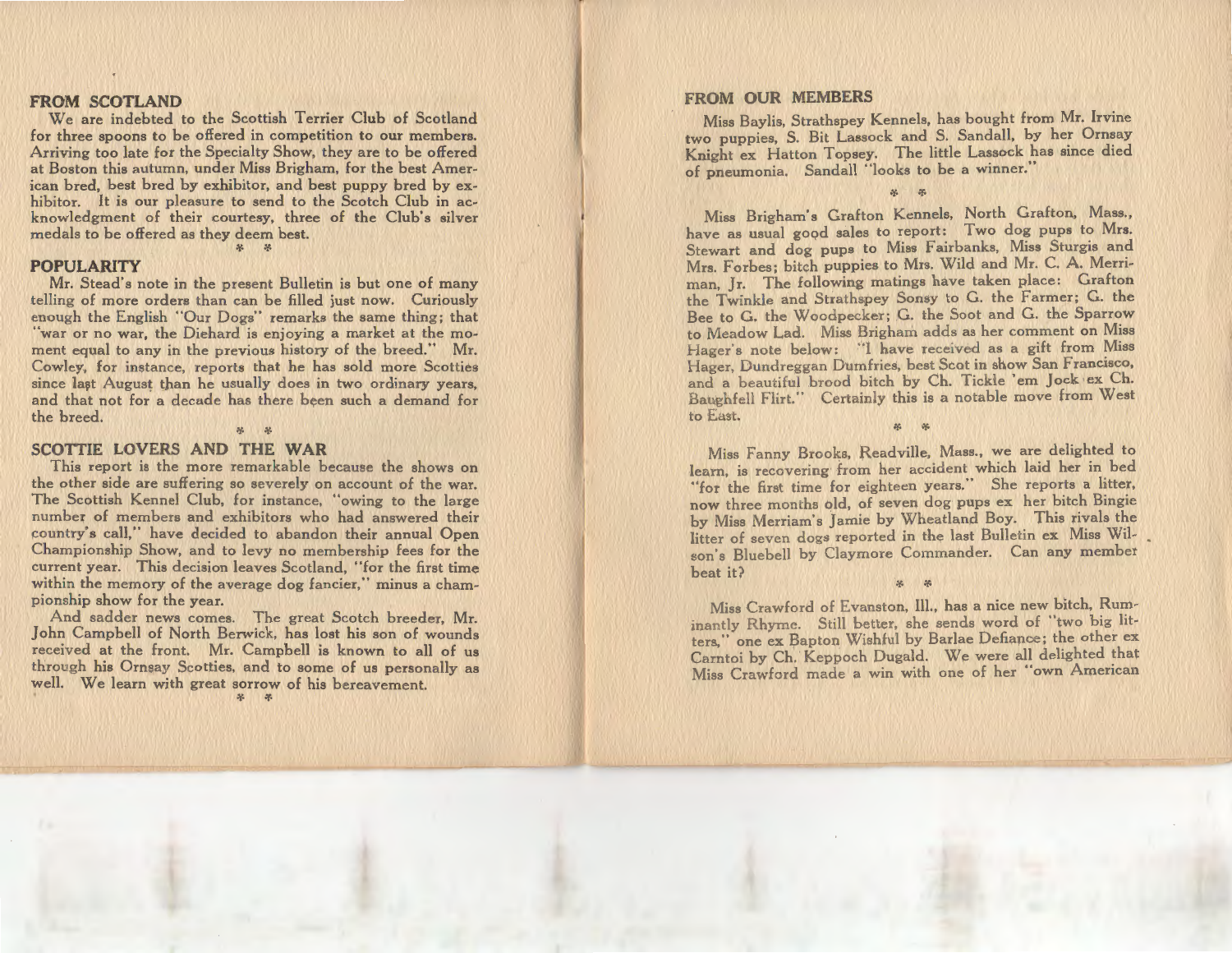## FROM SCOTLAND

We are indebted to the Scottish Terrier Club of Scotland for three spoons to be offered in competition to our members. Arriving too late for the Specialty Show, they are to be offered at Boston this autumn, under Miss Brigham, for the best American bred, best bred by exhibitor, and best puppy bred by exhibitor. It is our pleasure to send to the Scotch Club in acknowledgment of their courtesy, three of the Club's silver medals to be offered as they deem best.

\* \*

## POPULARITY

Mr. Stead's note in the present Bulletin is but one of many telling of more orders than can be filled just now. Curiously enough the English "Our Dogs" remarks the same thing; that "war or no war, the Diehard is enjoying a market at the moment equal to any in the previous history of the breed." Mr. Cowley, for instance, reports that he has sold more Scotties since last August than he usually does in two ordinary years, and that not for a decade has there been such a demand for the breed.

\* \*

## SCOTTIE LOVERS AND THE WAR

This report is the more remarkable because the shows on the other side are suffering so severely on account of the war. The Scottish Kennel Club, for instance, "owing to the large number of members and exhibitors who had answered their country's call," have decided to abandon their annual Open Championship Show, and to levy no membership fees for the current year. This decision leaves Scotland, "for the first time within the memory of the average dog fancier," minus a championship show for the year.

And sadder news comes. The great Scotch breeder, Mr. John Campbell of North Berwick, has lost his son of wounds received at the front. Mr. Campbell is known to all of us through his Ornsay Scotties, and to some of us personally as well. We learn with great sorrow of his bereavement.

\* \*

## FROM OUR MEMBERS

Miss Baylis, Strathspey Kennels, has bought from Mr. Irvine two puppies, S. Bit Lassock and S. Sandall, by her Ornsay Knight ex Hatton Topsey. The little Lassock has since died of pneumonia. Sandall "looks to be a winner."

\* \*

Miss Brigham's Grafton Kennels, North Grafton, Mass., have as usual good sales to report: Two dog pups to Mrs. Stewart and dog pups to Miss Fairbanks, Miss Sturgis and Mrs. Forbes; bitch puppies to Mrs. Wild and Mr. C. A. Merriman, Jr. The following matings have taken place: Grafton the Twinkle and Strathspey Sonsy to G. the Farmer; G. the Bee to G. the Woodpecker; G. the Soot and G. the Sparrow to Meadow Lad. Miss Brigham adds as her comment on Miss Hager's note below: "I have received as a gift from Miss Hager, Dundreggan Dumfries, best Scot in show San Francisco, and a beautiful brood bitch by Ch. Tickle 'em Jock ex Ch. Baughfell Flirt." Certainly this is a notable move from West to East.

\* \*

Miss Fanny Brooks, Readville, Mass., we are delighted to learn, is recovering from her accident which laid her in bed "for the first time for eighteen years." She reports a litter, now three months old, of seven dog pups ex her bitch Bingie by Miss Merriam's Jamie by Wheatland Boy. This rivals the litter of seven dogs reported in the last Bulletin ex Miss Wilson's Bluebell by Claymore Commander. Can any member beat it?

\* \*

Miss Crawford of Evanston, Ill., has a nice new bitch, Ruminantly Rhyme. Still better, she sends word of "two big litters," one ex Bapton Wishful by Barlae Defiance; the other ex Carntoi by Ch. Keppoch Dugald. We were all delighted that Miss Crawford made a win with one of her "own American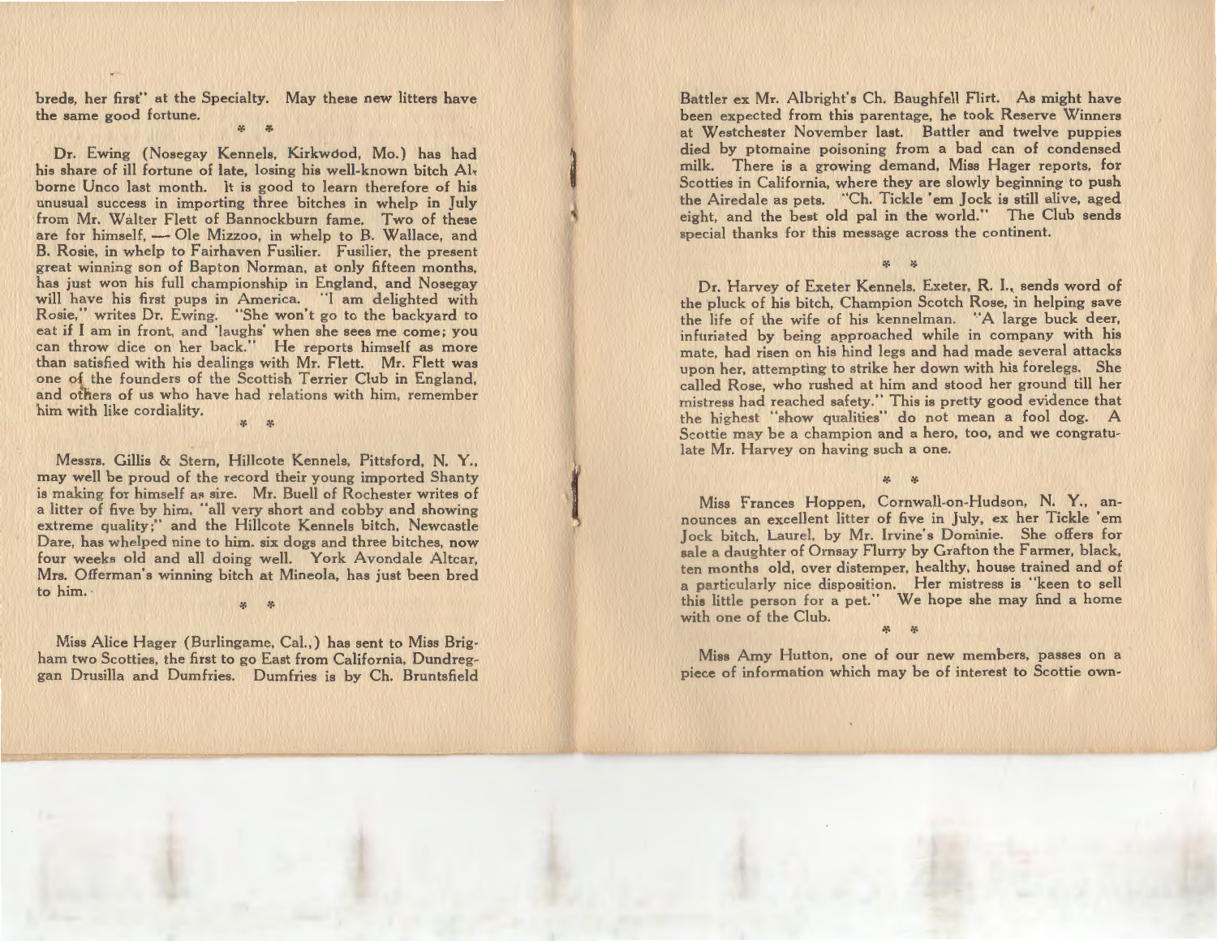breds, her first" at the Specialty. May these new litters have the same good fortune.

\* \*

Dr. Ewing (Nosegay Kennels, Kirkwood, Mo.) has had his share of ill fortune of late, losing his well-known bitch Alborne Unco last month. It is good to learn therefore of his unusual success in importing three bitches in whelp in July from Mr. Walter Flett of Bannockburn fame. Two of these are for himself, — Ole Mizzoo, in whelp to B. Wallace, and B. Rosie, in whelp to Fairhaven Fusilier. Fusilier, the present great winning son of Bapton Norman, at only fifteen months, has just won his full championship in England, and Nosegay will have his first pups in America. "I am delighted with Rosie," writes Dr. Ewing. "She won't go to the backyard to eat if I am in front, and 'laughs' when she sees me come; you can throw dice on her back." He reports himself as more than satisfied with his dealings with Mr. Flett. Mr. Flett was one of the founders of the Scottish Terrier Club in England, and others of us who have had relations with him, remember him with like cordiality.

\* \*

Messrs. Gillis & Stern, Hillcote Kennels, Pittsford, N. Y., may well be proud of the record their young imported Shanty is making for himself as sire. Mr. Buell of Rochester writes of a litter of five by him, "all very short and cobby and showing extreme quality;" and the Hillcote Kennels bitch, Newcastle Dare, has whelped nine to him. six dogs and three bitches, now four weeks old and all doing well. York Avondale Altcar, Mrs. Offerman's winning bitch at Mineola, has just been bred to him.

\* \*

Miss Alice Hager (Burlingame, Cal.,) has sent to Miss Brigham two Scotties, the first to go East from California, Dundreggan Drusilla and Dumfries. Dumfries is by Ch. Bruntsfield Battler ex Mr. Albright's Ch. Baughfell Flirt. As might have been expected from this parentage, he took Reserve Winners at Westchester November last. Battler and twelve puppies died by ptomaine poisoning from a bad can of condensed milk. There is a growing demand, Miss Hager reports, for Scotties in California, where they are slowly beginning to push the Airedale as pets. "Ch. Tickle 'em Jock is still alive, aged eight, and the best old pal in the world." The Club sends special thanks for this message across the continent.

\* \*

Dr. Harvey of Exeter Kennels, Exeter, R. I., sends word of the pluck of his bitch, Champion Scotch Rose, in helping save the life of the wife of his kennelman. "A large buck deer, infuriated by being approached while in company with his mate, had risen on his hind legs and had made several attacks upon her, attempting to strike her down with his forelegs. She called Rose, who rushed at him and stood her ground till her mistress had reached safety." This is pretty good evidence that the highest "show qualities" do not mean a fool dog. A Scottie may be a champion and a hero, too, and we congratulate Mr. Harvey on having such a one.

\* \*

Miss Frances Hoppen, Cornwall-on-Hudson, N. Y., announces an excellent litter of five in July, ex her Tickle 'em Jock bitch, Laurel, by Mr. Irvine's Dominie. She offers for sale a daughter of Ornsay Flurry by Grafton the Farmer, black, ten months old, over distemper, healthy, house trained and of a particularly nice disposition. Her mistress is "keen to sell this little person for a pet." We hope she may find a home with one of the Club.

\* \*

Miss Amy Hutton, one of our new members, passes on a piece of information which may be of interest to Scottie own-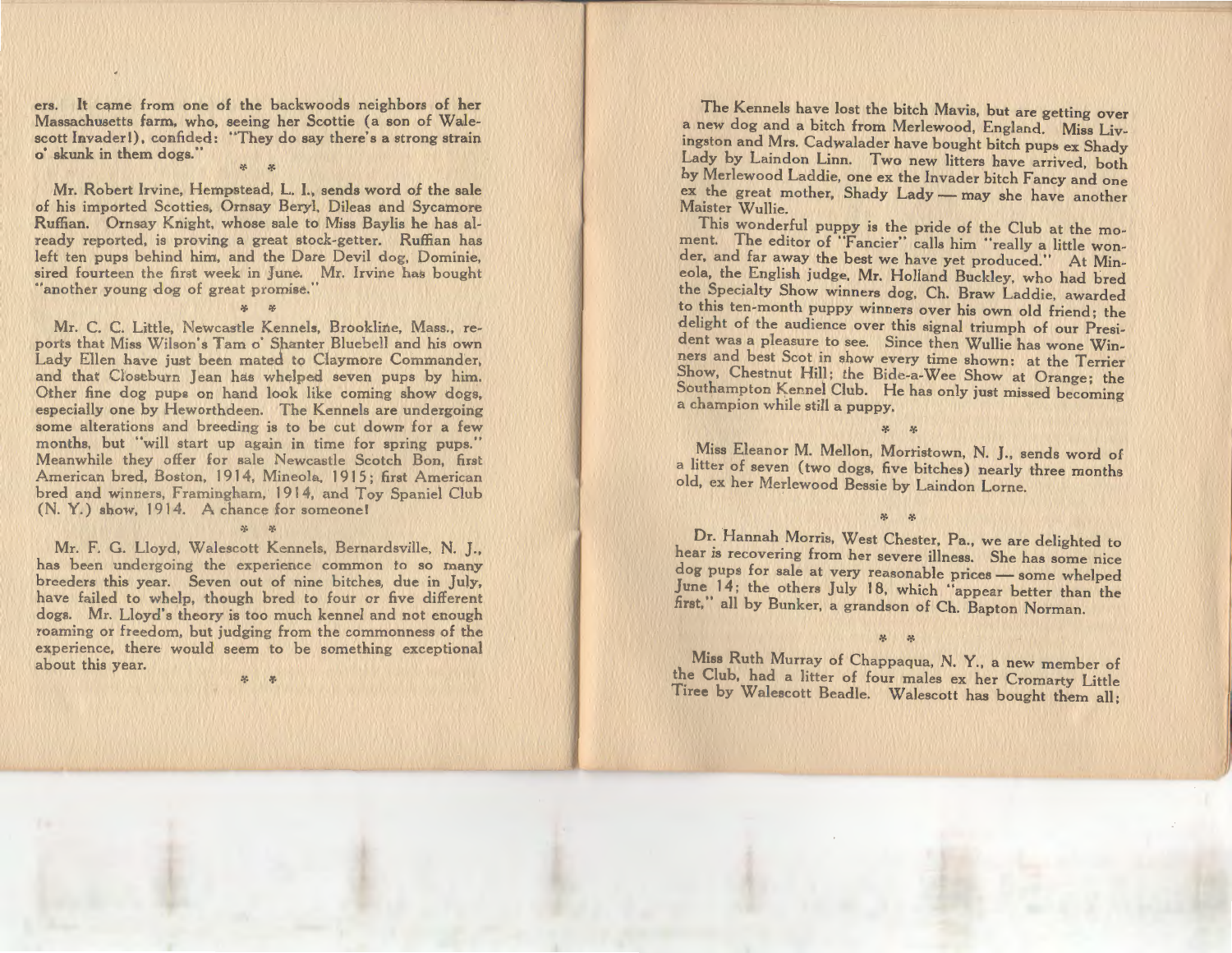ers. It came from one of the backwoods neighbors of her Massachusetts farm, who, seeing her Scottie (a son of Walescott Invader!), confided: "They do say there's a strong strain o' skunk in them dogs."

\* \*

Mr. Robert Irvine, Hempstead, L. I., sends word of the sale of his imported Scotties, Ornsay Beryl, Dileas and Sycamore Ruffian. Ornsay Knight, whose sale to Miss Baylis he has already reported, is proving a great stock-getter. Ruffian has left ten pups behind him, and the Dare Devil dog, Dominie, sired fourteen the first week in June. Mr. Irvine has bought "another young dog of great promise."

\* \*

Mr. C. C. Little, Newcastle Kennels, Brookline, Mass., reports that Miss Wilson's Tam o' Shanter Bluebell and his own Lady Ellen have just been mated to Claymore Commander, and that Closeburn Jean has whelped seven pups by him. Other fine dog pups on hand look like coming show dogs, especially one by Heworthdeen. The Kennels are undergoing some alterations and breeding is to be cut down for a few months, but "will start up again in time for spring pups." Meanwhile they offer for sale Newcastle Scotch Bon, first American bred, Boston, 1914, Mineola, 1915; first American bred and winners, Framingham, 1914, and Toy Spaniel Club (N. Y.) show, 1914. A chance for someone!

\* \*

Mr. F. G. Lloyd, Walescott Kennels, Bernardsville, N. J., has been undergoing the experience common to so many breeders this year. Seven out of nine bitches, due in July, have failed to whelp, though bred to four or five different dogs. Mr. Lloyd's theory is too much kennel and not enough roaming or freedom, but judging from the commonness of the experience, there would seem to be something exceptional about this year.

\* \*

The Kennels have lost the bitch Mavis, but are getting over a new dog and a bitch from Merlewood, England. Miss Livingston and Mrs. Cadwalader have bought bitch pups ex Shady Lady by Laindon Linn. Two new litters have arrived, both by Merlewood Laddie, one ex the Invader bitch Fancy and one ex the great mother, Shady Lady — may she have another Maister Wullie.

This wonderful puppy is the pride of the Club at the moment. The editor of "Fancier" calls him "really a little wonder, and far away the best we have yet produced." At Mineola, the English judge, Mr. Holland Buckley, who had bred the Specialty Show winners dog, Ch. Braw Laddie, awarded to this ten-month puppy winners over his own old friend; the delight of the audience over this signal triumph of our President was a pleasure to see. Since then Wullie has wone Winners and best Scot in show every time shown: at the Terrier Show, Chestnut Hill; the Bide-a-Wee Show at Orange; the Southampton Kennel Club. He has only just missed becoming a champion while still a puppy.

\* \*

Miss Eleanor M. Mellon, Morristown, N. J., sends word of a litter of seven (two dogs, five bitches) nearly three months old, ex her Merlewood Bessie by Laindon Lorne.

\* \*

Dr. Hannah Morris, West Chester, Pa., we are delighted to hear is recovering from her severe illness. She has some nice dog pups for sale at very reasonable prices — some whelped June 14; the others July 18, which "appear better than the first," all by Bunker, a grandson of Ch. Bapton Norman.

\* \*

Miss Ruth Murray of Chappaqua, N. Y., a new member of the Club, had a litter of four males ex her Cromarty Little Tiree by Walescott Beadle. Walescott has bought them all;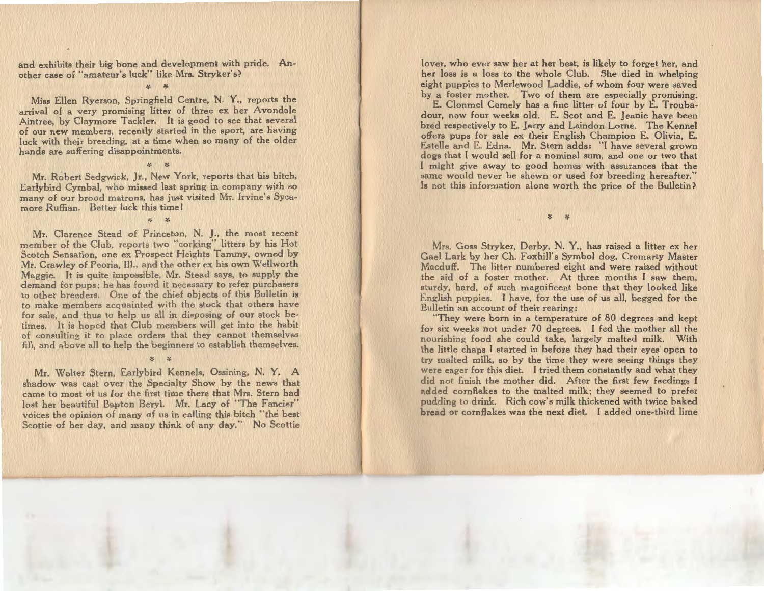and exhibits their big bone and development with pride. Another case of "amateur's luck" like Mrs. Stryker's?

\* \*

Miss Ellen Ryerson, Springfield Centre, N. Y., reports the arrival of a very promising litter of three ex her Avondale Aintree, by Claymore Tackler. It is good to see that several of our new members, recently started in the sport, are having luck with their breeding, at a time when so many of the older hands are suffering disappointments.

\* \*

Mr. Robert Sedgwick, Jr., New York, reports that his bitch, Earlybird Cymbal, who missed last spring in company with so many of our brood matrons, has just visited Mr. Irvine's Sycamore Ruffian. Better luck this time!

\* \*

Mr. Clarence Stead of Princeton, N. J., the most recent member of the Club, reports two "corking" litters by his Hot Scotch Sensation, one ex Prospect Heights Tammy, owned by Mr. Crawley of Peoria, Ill., and the other ex his own Wellworth Maggie. It is quite impossible, Mr. Stead says, to supply the demand for pups; he has found it necessary to refer purchasers to other breeders. One of the chief objects of this Bulletin is to make members acquainted with the stock that others have for sale, and thus to help us all in disposing of our stock betimes. It is hoped that Club members will get into the habit of consulting it to place orders that they cannot themselves fill, and above all to help the beginners to establish themselves.

\* \*

Mr. Walter Stern, Earlybird Kennels, Ossining, N. Y. A shadow was cast over the Specialty Show by the news that came to most of us for the first time there that Mrs. Stern had lost her beautiful Bapton Beryl. Mr. Lacy of "The Fancier" voices the opinion of many of us in calling this bitch "the best Scottie of her day, and many think of any day." No Scottie lover, who ever saw her at her best, is likely to forget her, and her loss is a loss to the whole Club. She died in whelping eight puppies to Merlewood Laddie, of whom four were saved by a foster mother. Two of them are especially promising.

E. Clonmel Comely has a fine litter of four by E. Troubadour, now four weeks old. E. Scot and E. Jeanie have been bred respectively to E. Jerry and Laindon Lorne. The Kennel offers pups for sale ex their English Champion E. Olivia, E. Estelle and E. Edna. Mr. Stern adds: "I have several grown dogs that I would sell for a nominal sum, and one or two that I might give away to good homes with assurances that the same would never be shown or used for breeding hereafter." Is not this information alone worth the price of the Bulletin?

\* \*

Mrs. Goss Stryker, Derby, N. Y., has raised a litter ex her Gael Lark by her Ch. Foxhill's Symbol dog, Cromarty Master Macduff. The litter numbered eight and were raised without the aid of a foster mother. At three months I saw them, sturdy, hard, of such magnificent bone that they looked like English puppies. I have, for the use of us all, begged for the Bulletin an account of their rearing:

"They were born in a temperature of 80 degrees and kept for six weeks not under 70 degrees. I fed the mother all the nourishing food she could take, largely malted milk. With the little chaps I started in before they had their eyes open to try malted milk, so by the time they were seeing things they were eager for this diet. I tried them constantly and what they did not finish the mother did. After the first few feedings I added cornflakes to the malted milk; they seemed to prefer pudding to drink. Rich cow's milk thickened with twice baked bread or cornflakes was the next diet. I added one-third lime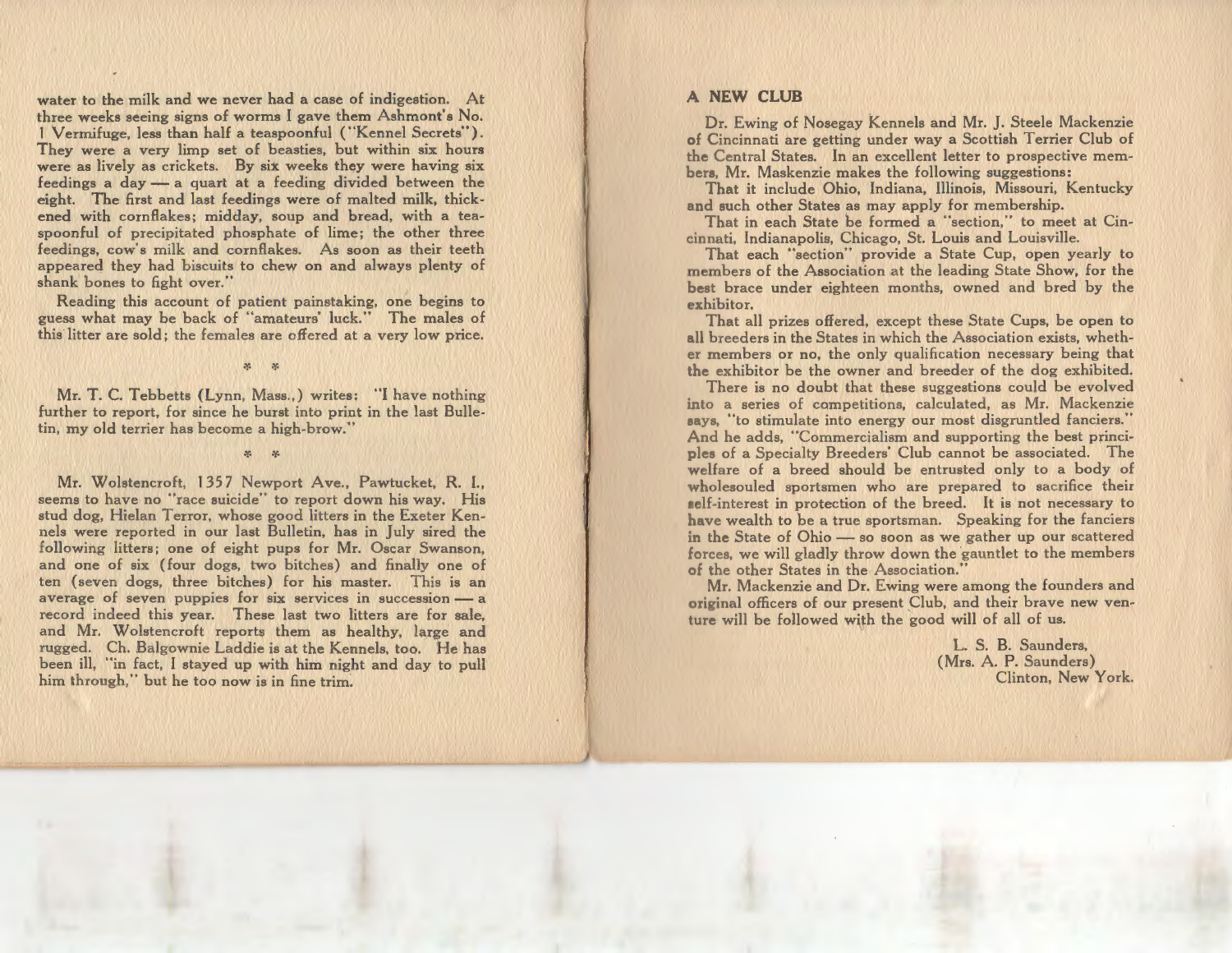water to the milk and we never had a case of indigestion. At three weeks seeing signs of worms I gave them Ashmont's No. 1 Vermifuge, less than half a teaspoonful ("Kennel Secrets"). They were a very limp set of beasties, but within six hours were as lively as crickets. By six weeks they were having six feedings a day — a quart at a feeding divided between the eight. The first and last feedings were of malted milk, thickened with cornflakes; midday, soup and bread, with a teaspoonful of precipitated phosphate of lime; the other three feedings, cow's milk and cornflakes. As soon as their teeth appeared they had biscuits to chew on and always plenty of shank bones to fight over."

Reading this account of patient painstaking, one begins to guess what may be back of "amateurs' luck." The males of this litter are sold; the females are offered at a very low price.

\* \*

Mr. T. C. Tebbetts (Lynn, Mass.,) writes: "I have nothing further to report, for since he burst into print in the last Bulletin, my old terrier has become a high-brow."

\* \*

Mr. Wolstencroft, 1357 Newport Ave., Pawtucket, R. I., seems to have no "race suicide" to report down his way. His stud dog, Hielan Terror, whose good litters in the Exeter Kennels were reported in our last Bulletin, has in July sired the following litters; one of eight pups for Mr. Oscar Swanson, and one of six (four dogs, two bitches) and finally one of ten (seven dogs, three bitches) for his master. This is an average of seven puppies for six services in succession — a record indeed this year. These last two litters are for sale, and Mr. Wolstencroft reports them as healthy, large and rugged. Ch. Balgownie Laddie is at the Kennels, too. He has been ill, "in fact, I stayed up with him night and day to pull him through," but he too now is in fine trim.

## A NEW CLUB

Dr. Ewing of Nosegay Kennels and Mr. J. Steele Mackenzie of Cincinnati are getting under way a Scottish Terrier Club of the Central States. In an excellent letter to prospective members, Mr. Maskenzie makes the following suggestions:

That it include Ohio, Indiana, Illinois, Missouri, Kentucky and such other States as may apply for membership.

That in each State be formed a "section," to meet at Cincinnati, Indianapolis, Chicago, St. Louis and Louisville.

That each "section" provide a State Cup, open yearly to members of the Association at the leading State Show, for the best brace under eighteen months, owned and bred by the exhibitor.

That all prizes offered, except these State Cups, be open to all breeders in the States in which the Association exists, whether members or no, the only qualification necessary being that the exhibitor be the owner and breeder of the dog exhibited.

There is no doubt that these suggestions could be evolved into a series of competitions, calculated, as Mr. Mackenzie says, "to stimulate into energy our most disgruntled fanciers." And he adds, "Commercialism and supporting the best principles of a Specialty Breeders' Club cannot be associated. The welfare of a breed should be entrusted only to a body of wholesouled sportsmen who are prepared to sacrifice their self-interest in protection of the breed. It is not necessary to have wealth to be a true sportsman. Speaking for the fanciers in the State of Ohio — so soon as we gather up our scattered forces, we will gladly throw down the gauntlet to the members of the other States in the Association."

Mr. Mackenzie and Dr. Ewing were among the founders and original officers of our present Club, and their brave new venture will be followed with the good will of all of us.

L. S. B. Saunders,
(Mrs. A. P. Saunders)
Clinton, New York.